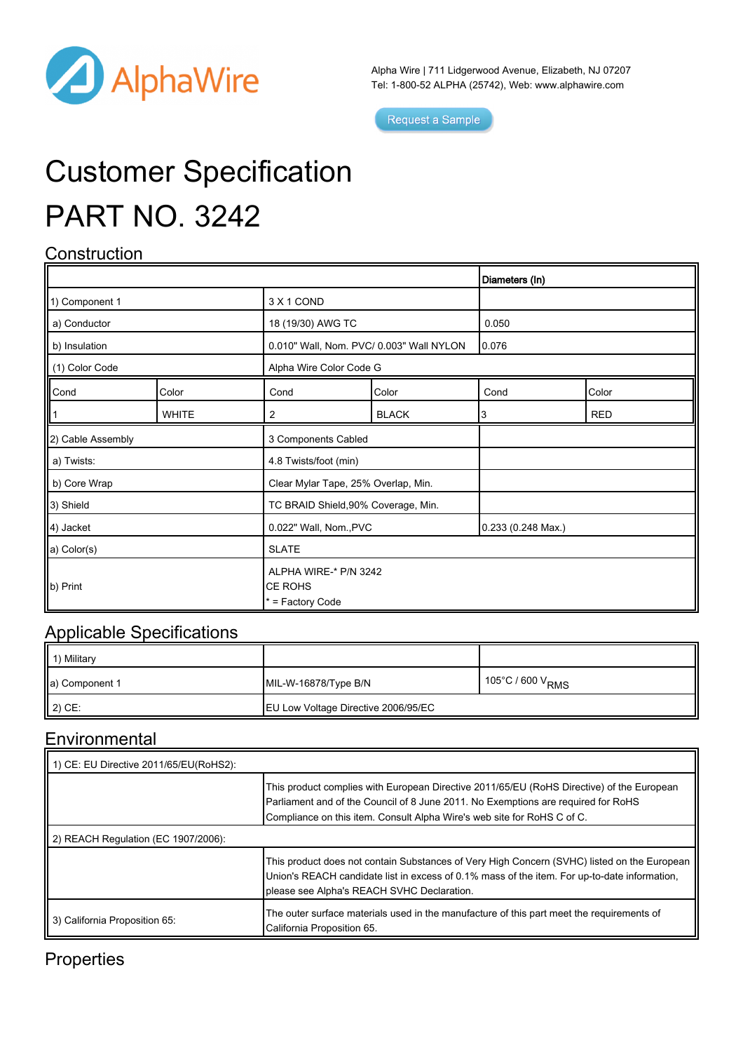AlphaWire

Alpha Wire | 711 Lidgerwood Avenue, Elizabeth, NJ 07207
Tel: 1-800-52 ALPHA (25742), Web: www.alphawire.com

Request a Sample

# Customer Specification

# PART NO. 3242

## Construction

| | | | | Diameters (In) | |
|---|---|---|---|---|---|
| 1) Component 1 | | 3 X 1 COND | | | |
| a) Conductor | | 18 (19/30) AWG TC | | 0.050 | |
| b) Insulation | | 0.010" Wall, Nom. PVC/ 0.003" Wall NYLON | | 0.076 | |
| (1) Color Code | | Alpha Wire Color Code G | | | |
| Cond | Color | Cond | Color | Cond | Color |
| 1 | WHITE | 2 | BLACK | 3 | RED |
| 2) Cable Assembly | | 3 Components Cabled | | | |
| a) Twists: | | 4.8 Twists/foot (min) | | | |
| b) Core Wrap | | Clear Mylar Tape, 25% Overlap, Min. | | | |
| 3) Shield | | TC BRAID Shield,90% Coverage, Min. | | | |
| 4) Jacket | | 0.022" Wall, Nom.,PVC | | 0.233 (0.248 Max.) | |
| a) Color(s) | | SLATE | | | |
| b) Print | | ALPHA WIRE-* P/N 3242<br>CE ROHS<br>* = Factory Code | | | |

## Applicable Specifications

| | | |
|---|---|---|
| 1) Military | | |
| a) Component 1 | MIL-W-16878/Type B/N | 105°C / 600 $V_{RMS}$ |
| 2) CE: | EU Low Voltage Directive 2006/95/EC | |

## Environmental

| | |
|---|---|
| 1) CE: EU Directive 2011/65/EU(RoHS2): | |
| | This product complies with European Directive 2011/65/EU (RoHS Directive) of the European Parliament and of the Council of 8 June 2011. No Exemptions are required for RoHS Compliance on this item. Consult Alpha Wire's web site for RoHS C of C. |
| 2) REACH Regulation (EC 1907/2006): | |
| | This product does not contain Substances of Very High Concern (SVHC) listed on the European Union's REACH candidate list in excess of 0.1% mass of the item. For up-to-date information, please see Alpha's REACH SVHC Declaration. |
| 3) California Proposition 65: | The outer surface materials used in the manufacture of this part meet the requirements of California Proposition 65. |

## Properties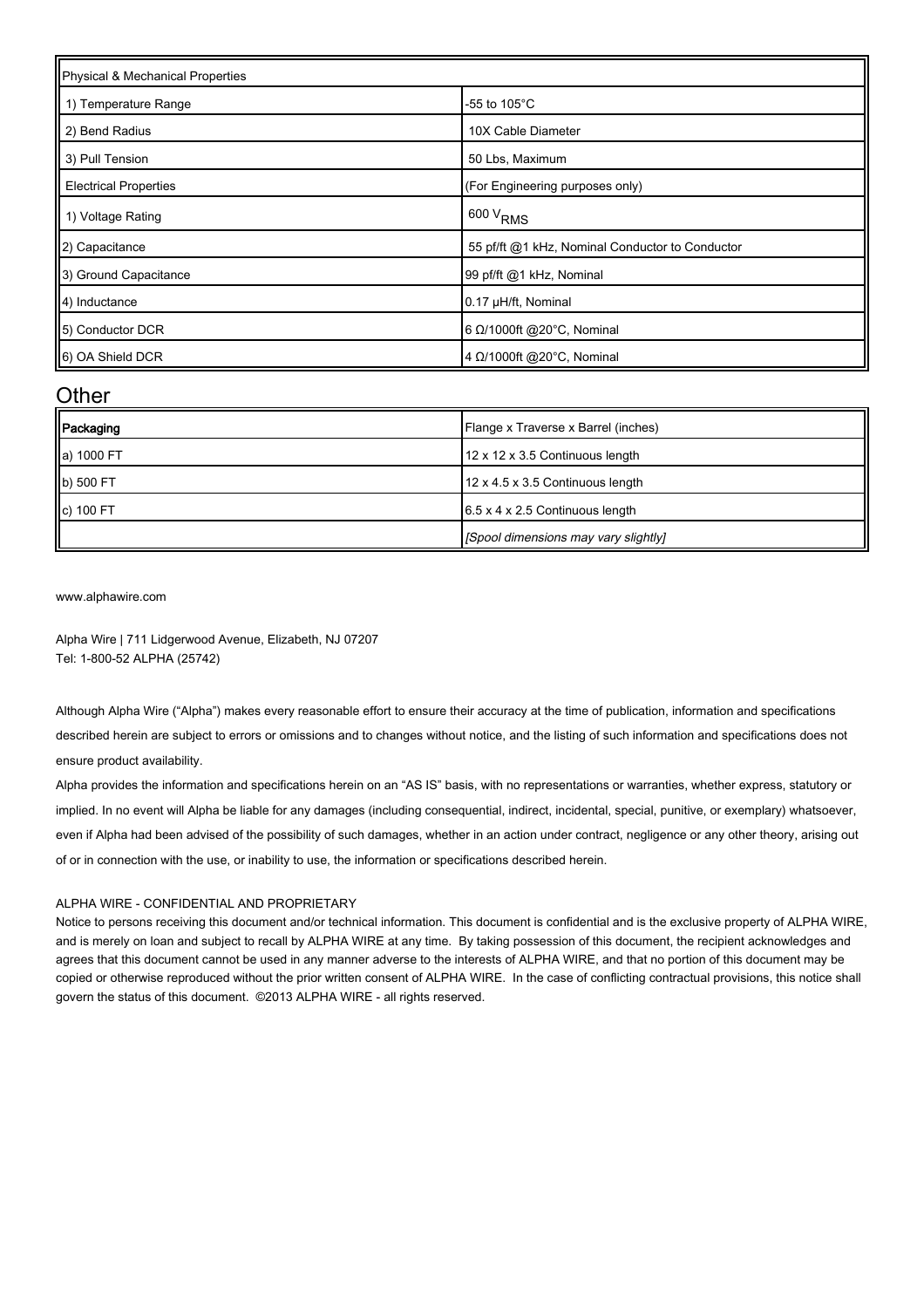| Physical & Mechanical Properties | |
| --- | --- |
| 1) Temperature Range | -55 to 105°C |
| 2) Bend Radius | 10X Cable Diameter |
| 3) Pull Tension | 50 Lbs, Maximum |
| Electrical Properties | (For Engineering purposes only) |
| 1) Voltage Rating | 600 $V_{RMS}$ |
| 2) Capacitance | 55 pf/ft @1 kHz, Nominal Conductor to Conductor |
| 3) Ground Capacitance | 99 pf/ft @1 kHz, Nominal |
| 4) Inductance | 0.17 µH/ft, Nominal |
| 5) Conductor DCR | 6 Ω/1000ft @20°C, Nominal |
| 6) OA Shield DCR | 4 Ω/1000ft @20°C, Nominal |

## Other

| Packaging | Flange x Traverse x Barrel (inches) |
| --- | --- |
| a) 1000 FT | 12 x 12 x 3.5 Continuous length |
| b) 500 FT | 12 x 4.5 x 3.5 Continuous length |
| c) 100 FT | 6.5 x 4 x 2.5 Continuous length |
| | *[Spool dimensions may vary slightly]* |

www.alphawire.com

Alpha Wire | 711 Lidgerwood Avenue, Elizabeth, NJ 07207
Tel: 1-800-52 ALPHA (25742)

Although Alpha Wire ("Alpha") makes every reasonable effort to ensure their accuracy at the time of publication, information and specifications described herein are subject to errors or omissions and to changes without notice, and the listing of such information and specifications does not ensure product availability.

Alpha provides the information and specifications herein on an "AS IS" basis, with no representations or warranties, whether express, statutory or implied. In no event will Alpha be liable for any damages (including consequential, indirect, incidental, special, punitive, or exemplary) whatsoever, even if Alpha had been advised of the possibility of such damages, whether in an action under contract, negligence or any other theory, arising out of or in connection with the use, or inability to use, the information or specifications described herein.

ALPHA WIRE - CONFIDENTIAL AND PROPRIETARY
Notice to persons receiving this document and/or technical information. This document is confidential and is the exclusive property of ALPHA WIRE, and is merely on loan and subject to recall by ALPHA WIRE at any time. By taking possession of this document, the recipient acknowledges and agrees that this document cannot be used in any manner adverse to the interests of ALPHA WIRE, and that no portion of this document may be copied or otherwise reproduced without the prior written consent of ALPHA WIRE. In the case of conflicting contractual provisions, this notice shall govern the status of this document. ©2013 ALPHA WIRE - all rights reserved.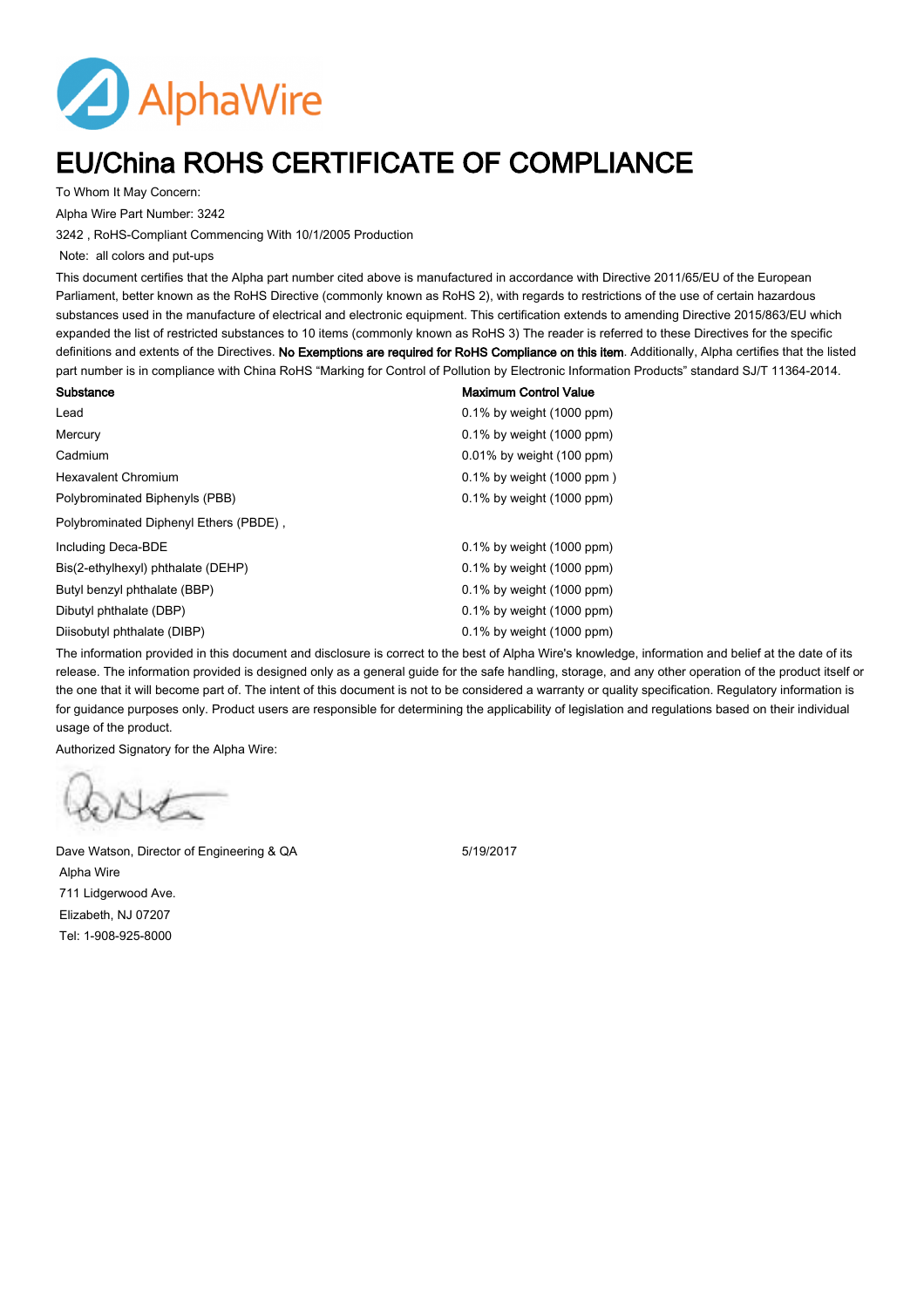AlphaWire

# EU/China ROHS CERTIFICATE OF COMPLIANCE

To Whom It May Concern:

Alpha Wire Part Number: 3242

3242 , RoHS-Compliant Commencing With 10/1/2005 Production

Note: all colors and put-ups

This document certifies that the Alpha part number cited above is manufactured in accordance with Directive 2011/65/EU of the European Parliament, better known as the RoHS Directive (commonly known as RoHS 2), with regards to restrictions of the use of certain hazardous substances used in the manufacture of electrical and electronic equipment. This certification extends to amending Directive 2015/863/EU which expanded the list of restricted substances to 10 items (commonly known as RoHS 3) The reader is referred to these Directives for the specific definitions and extents of the Directives. **No Exemptions are required for RoHS Compliance on this item**. Additionally, Alpha certifies that the listed part number is in compliance with China RoHS "Marking for Control of Pollution by Electronic Information Products" standard SJ/T 11364-2014.

| Substance | Maximum Control Value |
|---|---|
| Lead | 0.1% by weight (1000 ppm) |
| Mercury | 0.1% by weight (1000 ppm) |
| Cadmium | 0.01% by weight (100 ppm) |
| Hexavalent Chromium | 0.1% by weight (1000 ppm ) |
| Polybrominated Biphenyls (PBB) | 0.1% by weight (1000 ppm) |
| Polybrominated Diphenyl Ethers (PBDE) , Including Deca-BDE | 0.1% by weight (1000 ppm) |
| Bis(2-ethylhexyl) phthalate (DEHP) | 0.1% by weight (1000 ppm) |
| Butyl benzyl phthalate (BBP) | 0.1% by weight (1000 ppm) |
| Dibutyl phthalate (DBP) | 0.1% by weight (1000 ppm) |
| Diisobutyl phthalate (DIBP) | 0.1% by weight (1000 ppm) |

The information provided in this document and disclosure is correct to the best of Alpha Wire's knowledge, information and belief at the date of its release. The information provided is designed only as a general guide for the safe handling, storage, and any other operation of the product itself or the one that it will become part of. The intent of this document is not to be considered a warranty or quality specification. Regulatory information is for guidance purposes only. Product users are responsible for determining the applicability of legislation and regulations based on their individual usage of the product.

Authorized Signatory for the Alpha Wire:

Dave Watson, Director of Engineering & QA

5/19/2017

Alpha Wire

711 Lidgerwood Ave.

Elizabeth, NJ 07207

Tel: 1-908-925-8000